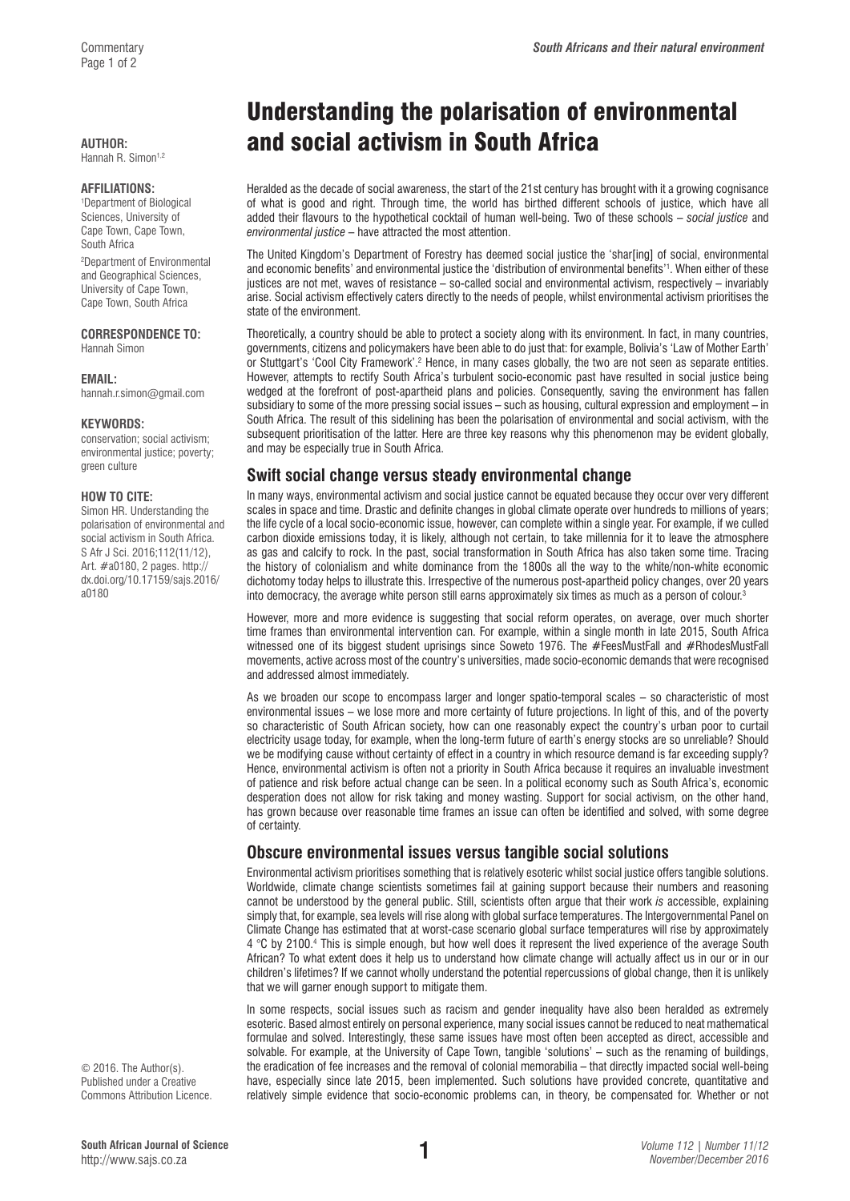# Understanding the polarisation of environmental and social activism in South Africa

**AUTHOR:**
Hannah R. Simon[1,2]

**AFFILIATIONS:**
[1]Department of Biological Sciences, University of Cape Town, Cape Town, South Africa
[2]Department of Environmental and Geographical Sciences, University of Cape Town, Cape Town, South Africa

**CORRESPONDENCE TO:**
Hannah Simon

**EMAIL:**
hannah.r.simon@gmail.com

**KEYWORDS:**
conservation; social activism; environmental justice; poverty; green culture

**HOW TO CITE:**
Simon HR. Understanding the polarisation of environmental and social activism in South Africa. S Afr J Sci. 2016;112(11/12), Art. #a0180, 2 pages. http://dx.doi.org/10.17159/sajs.2016/a0180

© 2016. The Author(s). Published under a Creative Commons Attribution Licence.

Heralded as the decade of social awareness, the start of the 21st century has brought with it a growing cognisance of what is good and right. Through time, the world has birthed different schools of justice, which have all added their flavours to the hypothetical cocktail of human well-being. Two of these schools – *social justice* and *environmental justice* – have attracted the most attention.

The United Kingdom's Department of Forestry has deemed social justice the 'shar[ing] of social, environmental and economic benefits' and environmental justice the 'distribution of environmental benefits'[1]. When either of these justices are not met, waves of resistance – so-called social and environmental activism, respectively – invariably arise. Social activism effectively caters directly to the needs of people, whilst environmental activism prioritises the state of the environment.

Theoretically, a country should be able to protect a society along with its environment. In fact, in many countries, governments, citizens and policymakers have been able to do just that: for example, Bolivia's 'Law of Mother Earth' or Stuttgart's 'Cool City Framework'.[2] Hence, in many cases globally, the two are not seen as separate entities. However, attempts to rectify South Africa's turbulent socio-economic past have resulted in social justice being wedged at the forefront of post-apartheid plans and policies. Consequently, saving the environment has fallen subsidiary to some of the more pressing social issues – such as housing, cultural expression and employment – in South Africa. The result of this sidelining has been the polarisation of environmental and social activism, with the subsequent prioritisation of the latter. Here are three key reasons why this phenomenon may be evident globally, and may be especially true in South Africa.

## Swift social change versus steady environmental change

In many ways, environmental activism and social justice cannot be equated because they occur over very different scales in space and time. Drastic and definite changes in global climate operate over hundreds to millions of years; the life cycle of a local socio-economic issue, however, can complete within a single year. For example, if we culled carbon dioxide emissions today, it is likely, although not certain, to take millennia for it to leave the atmosphere as gas and calcify to rock. In the past, social transformation in South Africa has also taken some time. Tracing the history of colonialism and white dominance from the 1800s all the way to the white/non-white economic dichotomy today helps to illustrate this. Irrespective of the numerous post-apartheid policy changes, over 20 years into democracy, the average white person still earns approximately six times as much as a person of colour.[3]

However, more and more evidence is suggesting that social reform operates, on average, over much shorter time frames than environmental intervention can. For example, within a single month in late 2015, South Africa witnessed one of its biggest student uprisings since Soweto 1976. The #FeesMustFall and #RhodesMustFall movements, active across most of the country's universities, made socio-economic demands that were recognised and addressed almost immediately.

As we broaden our scope to encompass larger and longer spatio-temporal scales – so characteristic of most environmental issues – we lose more and more certainty of future projections. In light of this, and of the poverty so characteristic of South African society, how can one reasonably expect the country's urban poor to curtail electricity usage today, for example, when the long-term future of earth's energy stocks are so unreliable? Should we be modifying cause without certainty of effect in a country in which resource demand is far exceeding supply? Hence, environmental activism is often not a priority in South Africa because it requires an invaluable investment of patience and risk before actual change can be seen. In a political economy such as South Africa's, economic desperation does not allow for risk taking and money wasting. Support for social activism, on the other hand, has grown because over reasonable time frames an issue can often be identified and solved, with some degree of certainty.

## Obscure environmental issues versus tangible social solutions

Environmental activism prioritises something that is relatively esoteric whilst social justice offers tangible solutions. Worldwide, climate change scientists sometimes fail at gaining support because their numbers and reasoning cannot be understood by the general public. Still, scientists often argue that their work *is* accessible, explaining simply that, for example, sea levels will rise along with global surface temperatures. The Intergovernmental Panel on Climate Change has estimated that at worst-case scenario global surface temperatures will rise by approximately 4 °C by 2100.[4] This is simple enough, but how well does it represent the lived experience of the average South African? To what extent does it help us to understand how climate change will actually affect us in our or in our children's lifetimes? If we cannot wholly understand the potential repercussions of global change, then it is unlikely that we will garner enough support to mitigate them.

In some respects, social issues such as racism and gender inequality have also been heralded as extremely esoteric. Based almost entirely on personal experience, many social issues cannot be reduced to neat mathematical formulae and solved. Interestingly, these same issues have most often been accepted as direct, accessible and solvable. For example, at the University of Cape Town, tangible 'solutions' – such as the renaming of buildings, the eradication of fee increases and the removal of colonial memorabilia – that directly impacted social well-being have, especially since late 2015, been implemented. Such solutions have provided concrete, quantitative and relatively simple evidence that socio-economic problems can, in theory, be compensated for. Whether or not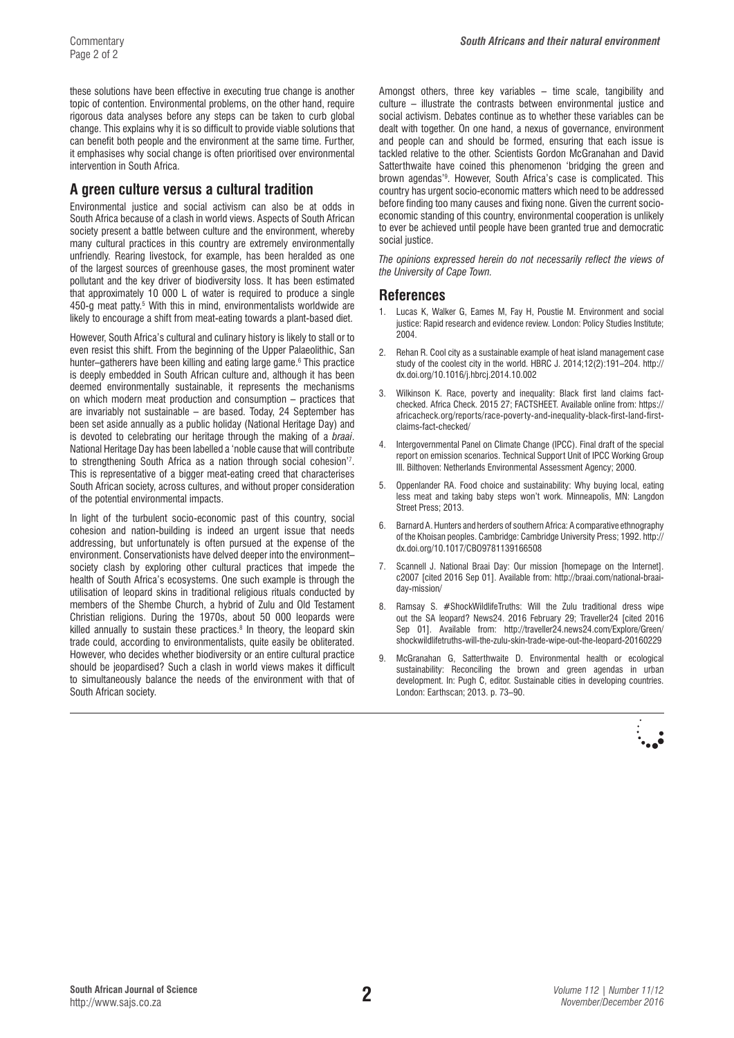these solutions have been effective in executing true change is another topic of contention. Environmental problems, on the other hand, require rigorous data analyses before any steps can be taken to curb global change. This explains why it is so difficult to provide viable solutions that can benefit both people and the environment at the same time. Further, it emphasises why social change is often prioritised over environmental intervention in South Africa.

## A green culture versus a cultural tradition

Environmental justice and social activism can also be at odds in South Africa because of a clash in world views. Aspects of South African society present a battle between culture and the environment, whereby many cultural practices in this country are extremely environmentally unfriendly. Rearing livestock, for example, has been heralded as one of the largest sources of greenhouse gases, the most prominent water pollutant and the key driver of biodiversity loss. It has been estimated that approximately 10 000 L of water is required to produce a single 450-g meat patty.[5] With this in mind, environmentalists worldwide are likely to encourage a shift from meat-eating towards a plant-based diet.

However, South Africa's cultural and culinary history is likely to stall or to even resist this shift. From the beginning of the Upper Palaeolithic, San hunter–gatherers have been killing and eating large game.[6] This practice is deeply embedded in South African culture and, although it has been deemed environmentally sustainable, it represents the mechanisms on which modern meat production and consumption – practices that are invariably not sustainable – are based. Today, 24 September has been set aside annually as a public holiday (National Heritage Day) and is devoted to celebrating our heritage through the making of a *braai*. National Heritage Day has been labelled a 'noble cause that will contribute to strengthening South Africa as a nation through social cohesion'[7]. This is representative of a bigger meat-eating creed that characterises South African society, across cultures, and without proper consideration of the potential environmental impacts.

In light of the turbulent socio-economic past of this country, social cohesion and nation-building is indeed an urgent issue that needs addressing, but unfortunately is often pursued at the expense of the environment. Conservationists have delved deeper into the environment–society clash by exploring other cultural practices that impede the health of South Africa's ecosystems. One such example is through the utilisation of leopard skins in traditional religious rituals conducted by members of the Shembe Church, a hybrid of Zulu and Old Testament Christian religions. During the 1970s, about 50 000 leopards were killed annually to sustain these practices.[8] In theory, the leopard skin trade could, according to environmentalists, quite easily be obliterated. However, who decides whether biodiversity or an entire cultural practice should be jeopardised? Such a clash in world views makes it difficult to simultaneously balance the needs of the environment with that of South African society.

Amongst others, three key variables – time scale, tangibility and culture – illustrate the contrasts between environmental justice and social activism. Debates continue as to whether these variables can be dealt with together. On one hand, a nexus of governance, environment and people can and should be formed, ensuring that each issue is tackled relative to the other. Scientists Gordon McGranahan and David Satterthwaite have coined this phenomenon 'bridging the green and brown agendas'[9]. However, South Africa's case is complicated. This country has urgent socio-economic matters which need to be addressed before finding too many causes and fixing none. Given the current socio-economic standing of this country, environmental cooperation is unlikely to ever be achieved until people have been granted true and democratic social justice.

*The opinions expressed herein do not necessarily reflect the views of the University of Cape Town.*

## References

1. Lucas K, Walker G, Eames M, Fay H, Poustie M. Environment and social justice: Rapid research and evidence review. London: Policy Studies Institute; 2004.
2. Rehan R. Cool city as a sustainable example of heat island management case study of the coolest city in the world. HBRC J. 2014;12(2):191–204. http://dx.doi.org/10.1016/j.hbrcj.2014.10.002
3. Wilkinson K. Race, poverty and inequality: Black first land claims fact-checked. Africa Check. 2015 27; FACTSHEET. Available online from: https://africacheck.org/reports/race-poverty-and-inequality-black-first-land-first-claims-fact-checked/
4. Intergovernmental Panel on Climate Change (IPCC). Final draft of the special report on emission scenarios. Technical Support Unit of IPCC Working Group III. Bilthoven: Netherlands Environmental Assessment Agency; 2000.
5. Oppenlander RA. Food choice and sustainability: Why buying local, eating less meat and taking baby steps won't work. Minneapolis, MN: Langdon Street Press; 2013.
6. Barnard A. Hunters and herders of southern Africa: A comparative ethnography of the Khoisan peoples. Cambridge: Cambridge University Press; 1992. http://dx.doi.org/10.1017/CBO9781139166508
7. Scannell J. National Braai Day: Our mission [homepage on the Internet]. c2007 [cited 2016 Sep 01]. Available from: http://braai.com/national-braai-day-mission/
8. Ramsay S. #ShockWildlifeTruths: Will the Zulu traditional dress wipe out the SA leopard? News24. 2016 February 29; Traveller24 [cited 2016 Sep 01]. Available from: http://traveller24.news24.com/Explore/Green/shockwildlifetruths-will-the-zulu-skin-trade-wipe-out-the-leopard-20160229
9. McGranahan G, Satterthwaite D. Environmental health or ecological sustainability: Reconciling the brown and green agendas in urban development. In: Pugh C, editor. Sustainable cities in developing countries. London: Earthscan; 2013. p. 73–90.